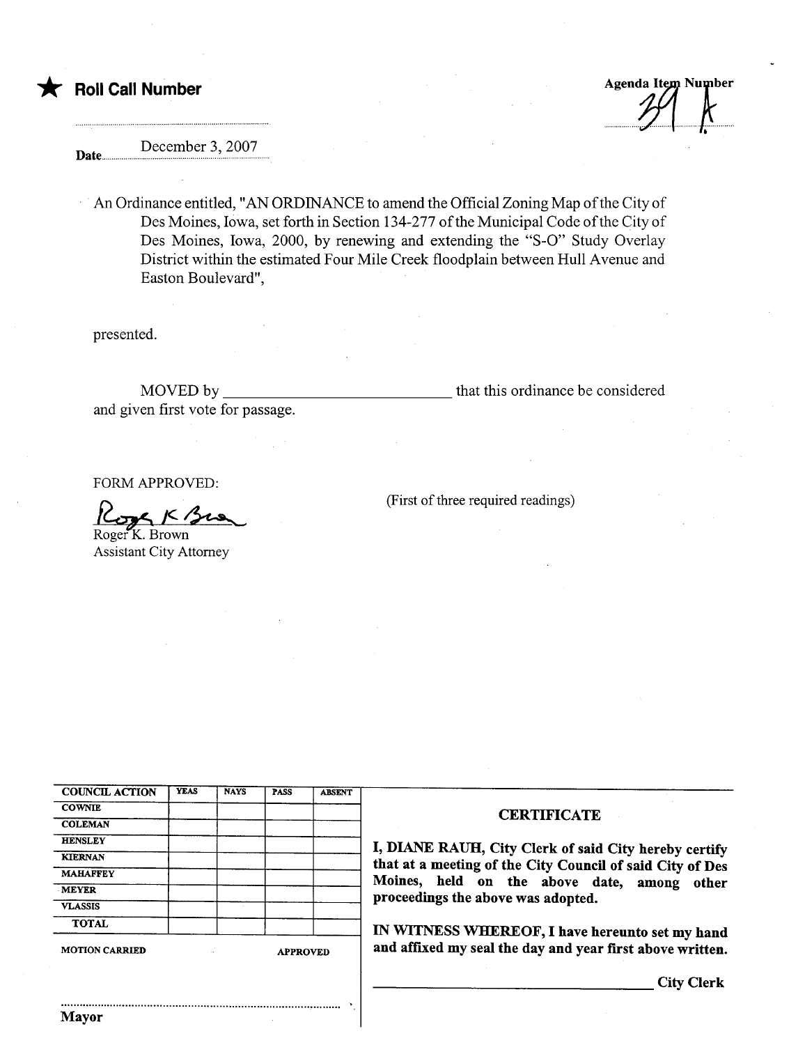★ **Roll Call Number**

Agenda Item Number
39 K

Date December 3, 2007

An Ordinance entitled, "AN ORDINANCE to amend the Official Zoning Map of the City of Des Moines, Iowa, set forth in Section 134-277 of the Municipal Code of the City of Des Moines, Iowa, 2000, by renewing and extending the "S-O" Study Overlay District within the estimated Four Mile Creek floodplain between Hull Avenue and Easton Boulevard",

presented.

MOVED by ____________________________ that this ordinance be considered and given first vote for passage.

FORM APPROVED:

Roger K. Brown
Assistant City Attorney

(First of three required readings)

| COUNCIL ACTION | YEAS | NAYS | PASS | ABSENT |
| --- | --- | --- | --- | --- |
| COWNIE | | | | |
| COLEMAN | | | | |
| HENSLEY | | | | |
| KIERNAN | | | | |
| MAHAFFEY | | | | |
| MEYER | | | | |
| VLASSIS | | | | |
| TOTAL | | | | |

MOTION CARRIED APPROVED

Mayor

**CERTIFICATE**

**I, DIANE RAUH, City Clerk of said City hereby certify that at a meeting of the City Council of said City of Des Moines, held on the above date, among other proceedings the above was adopted.**

**IN WITNESS WHEREOF, I have hereunto set my hand and affixed my seal the day and year first above written.**

____________________________ **City Clerk**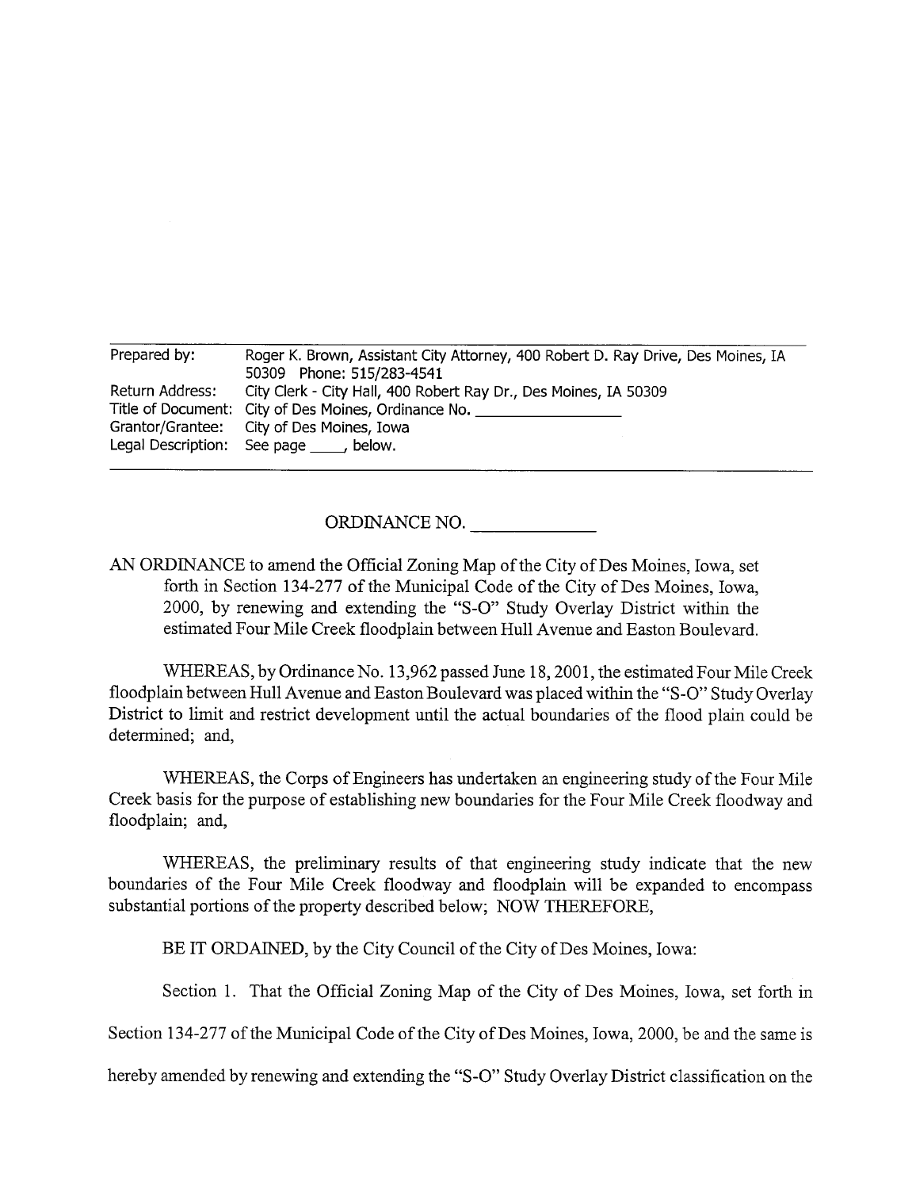| | |
|---|---|
| Prepared by: | Roger K. Brown, Assistant City Attorney, 400 Robert D. Ray Drive, Des Moines, IA 50309 Phone: 515/283-4541 |
| Return Address: | City Clerk - City Hall, 400 Robert Ray Dr., Des Moines, IA 50309 |
| Title of Document: | City of Des Moines, Ordinance No. _______________ |
| Grantor/Grantee: | City of Des Moines, Iowa |
| Legal Description: | See page ____, below. |

## ORDINANCE NO. ____________

AN ORDINANCE to amend the Official Zoning Map of the City of Des Moines, Iowa, set forth in Section 134-277 of the Municipal Code of the City of Des Moines, Iowa, 2000, by renewing and extending the "S-O" Study Overlay District within the estimated Four Mile Creek floodplain between Hull Avenue and Easton Boulevard.

WHEREAS, by Ordinance No. 13,962 passed June 18, 2001, the estimated Four Mile Creek floodplain between Hull Avenue and Easton Boulevard was placed within the "S-O" Study Overlay District to limit and restrict development until the actual boundaries of the flood plain could be determined; and,

WHEREAS, the Corps of Engineers has undertaken an engineering study of the Four Mile Creek basis for the purpose of establishing new boundaries for the Four Mile Creek floodway and floodplain; and,

WHEREAS, the preliminary results of that engineering study indicate that the new boundaries of the Four Mile Creek floodway and floodplain will be expanded to encompass substantial portions of the property described below; NOW THEREFORE,

BE IT ORDAINED, by the City Council of the City of Des Moines, Iowa:

Section 1. That the Official Zoning Map of the City of Des Moines, Iowa, set forth in Section 134-277 of the Municipal Code of the City of Des Moines, Iowa, 2000, be and the same is hereby amended by renewing and extending the "S-O" Study Overlay District classification on the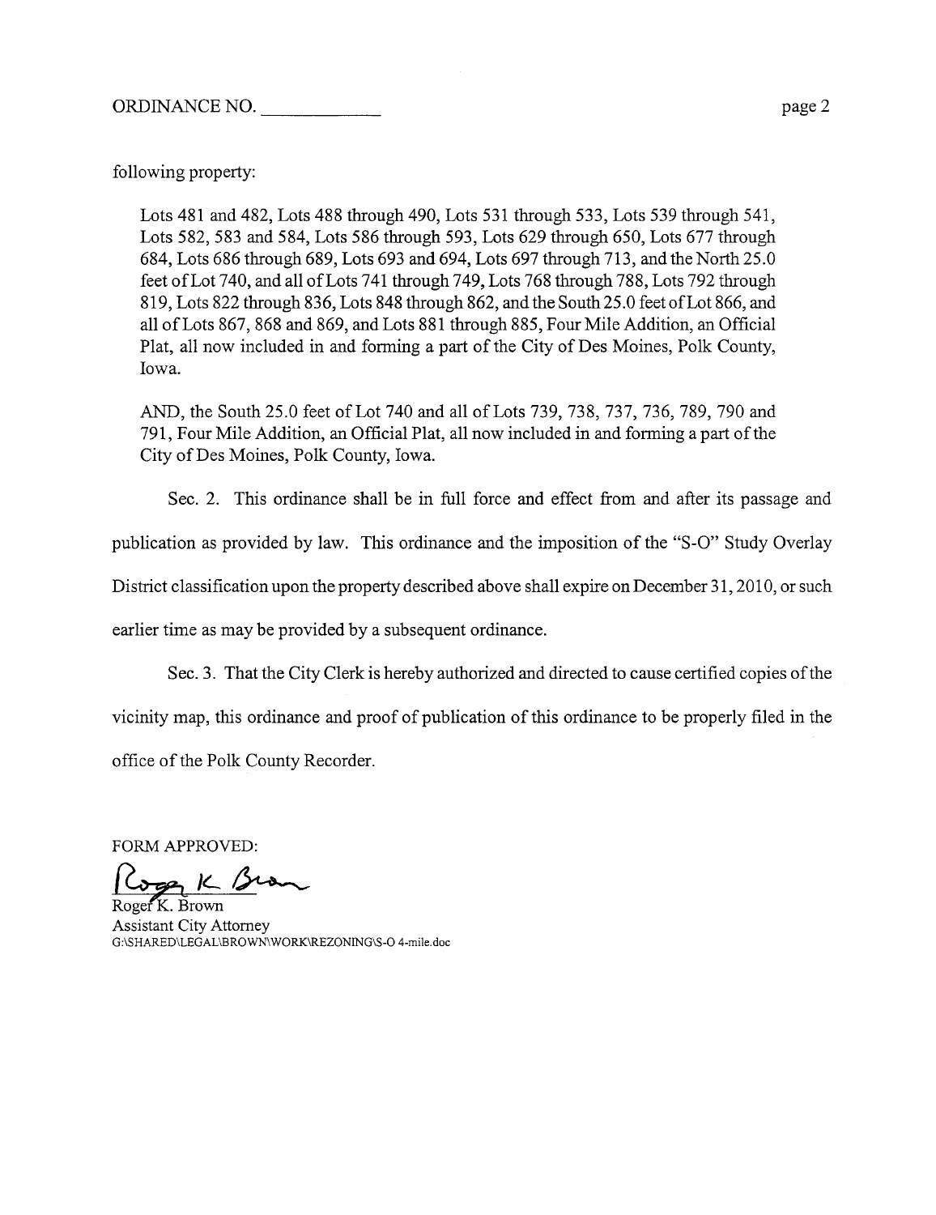following property:

Lots 481 and 482, Lots 488 through 490, Lots 531 through 533, Lots 539 through 541, Lots 582, 583 and 584, Lots 586 through 593, Lots 629 through 650, Lots 677 through 684, Lots 686 through 689, Lots 693 and 694, Lots 697 through 713, and the North 25.0 feet of Lot 740, and all of Lots 741 through 749, Lots 768 through 788, Lots 792 through 819, Lots 822 through 836, Lots 848 through 862, and the South 25.0 feet of Lot 866, and all of Lots 867, 868 and 869, and Lots 881 through 885, Four Mile Addition, an Official Plat, all now included in and forming a part of the City of Des Moines, Polk County, Iowa.

AND, the South 25.0 feet of Lot 740 and all of Lots 739, 738, 737, 736, 789, 790 and 791, Four Mile Addition, an Official Plat, all now included in and forming a part of the City of Des Moines, Polk County, Iowa.

Sec. 2. This ordinance shall be in full force and effect from and after its passage and publication as provided by law. This ordinance and the imposition of the "S-O" Study Overlay District classification upon the property described above shall expire on December 31, 2010, or such earlier time as may be provided by a subsequent ordinance.

Sec. 3. That the City Clerk is hereby authorized and directed to cause certified copies of the vicinity map, this ordinance and proof of publication of this ordinance to be properly filed in the office of the Polk County Recorder.

FORM APPROVED:

Roger K. Brown
Assistant City Attorney
G:\SHARED\LEGAL\BROWN\WORK\REZONING\S-O 4-mile.doc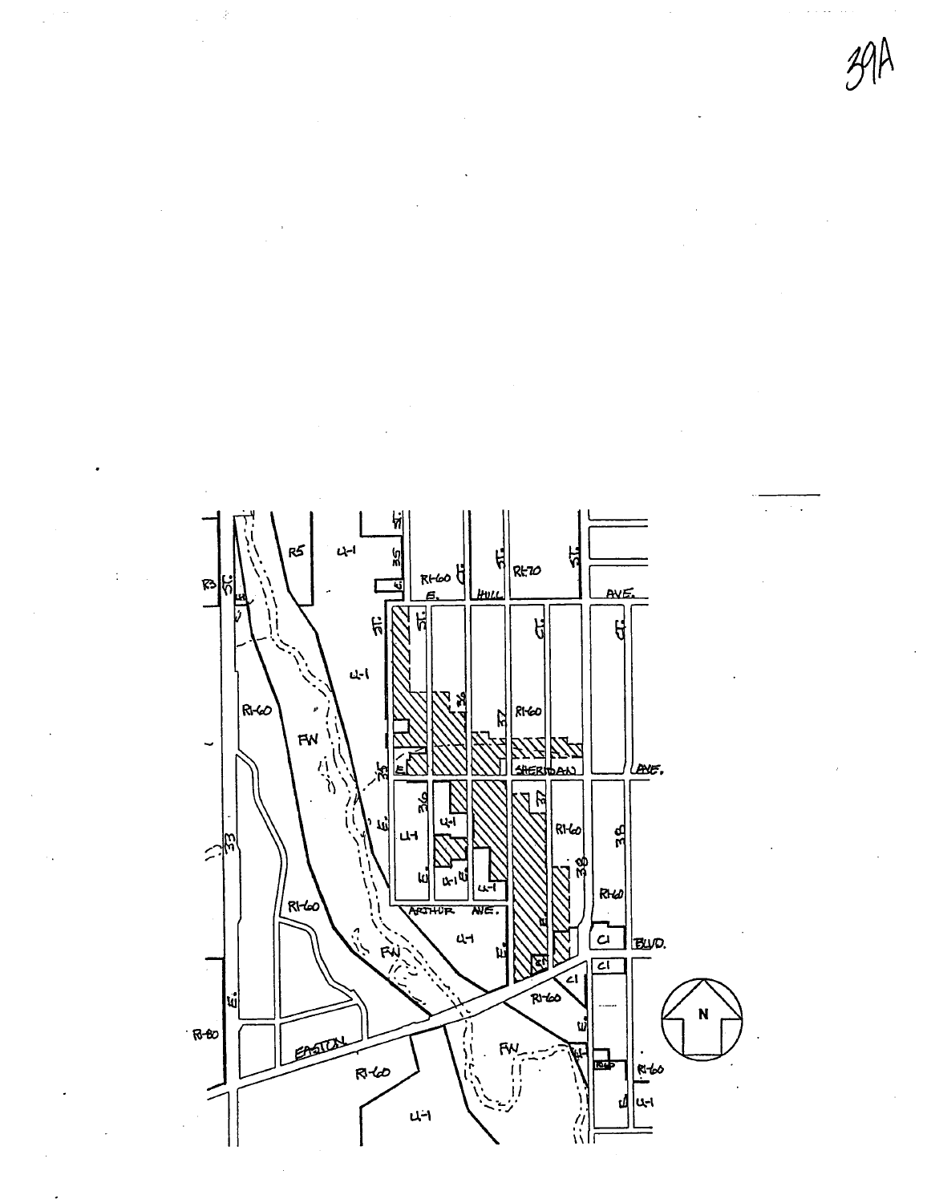39A

R5
C-1
35 ST.
R3
ST.
R1-60
R1-70
E. HULL AVE.
ST.
36
37
R1-60
FW
R1-60
E. SHERIDAN AVE.
35
E.
36
C-1
C-1
37
R1-60
38
33
E.
C-1
E.
C-1
E.
R1-60
R1-60
ARTHUR AVE.
C-1
E.
C1
BLVD.
FW
C1
C1
R1-60
R1-80
E.
EASTON
R1-60
FW
C-1
R1-60
C-1
N